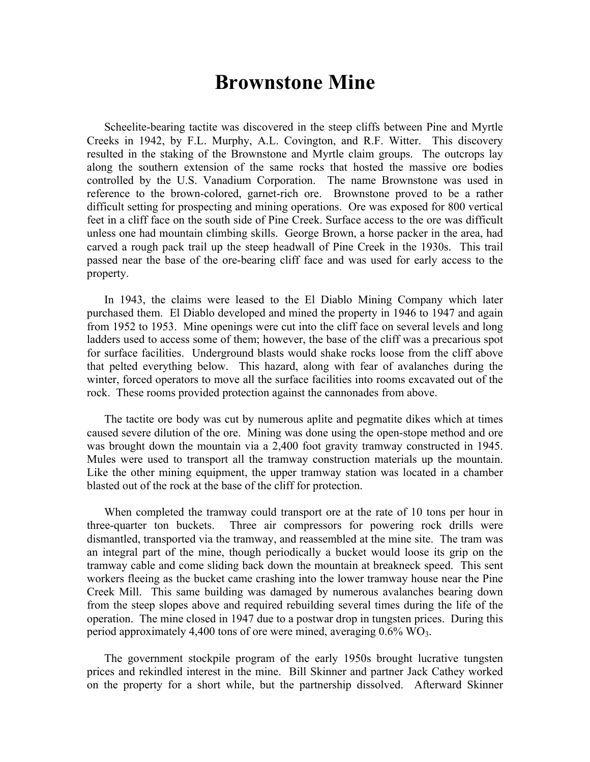# Brownstone Mine

Scheelite-bearing tactite was discovered in the steep cliffs between Pine and Myrtle Creeks in 1942, by F.L. Murphy, A.L. Covington, and R.F. Witter. This discovery resulted in the staking of the Brownstone and Myrtle claim groups. The outcrops lay along the southern extension of the same rocks that hosted the massive ore bodies controlled by the U.S. Vanadium Corporation. The name Brownstone was used in reference to the brown-colored, garnet-rich ore. Brownstone proved to be a rather difficult setting for prospecting and mining operations. Ore was exposed for 800 vertical feet in a cliff face on the south side of Pine Creek. Surface access to the ore was difficult unless one had mountain climbing skills. George Brown, a horse packer in the area, had carved a rough pack trail up the steep headwall of Pine Creek in the 1930s. This trail passed near the base of the ore-bearing cliff face and was used for early access to the property.

In 1943, the claims were leased to the El Diablo Mining Company which later purchased them. El Diablo developed and mined the property in 1946 to 1947 and again from 1952 to 1953. Mine openings were cut into the cliff face on several levels and long ladders used to access some of them; however, the base of the cliff was a precarious spot for surface facilities. Underground blasts would shake rocks loose from the cliff above that pelted everything below. This hazard, along with fear of avalanches during the winter, forced operators to move all the surface facilities into rooms excavated out of the rock. These rooms provided protection against the cannonades from above.

The tactite ore body was cut by numerous aplite and pegmatite dikes which at times caused severe dilution of the ore. Mining was done using the open-stope method and ore was brought down the mountain via a 2,400 foot gravity tramway constructed in 1945. Mules were used to transport all the tramway construction materials up the mountain. Like the other mining equipment, the upper tramway station was located in a chamber blasted out of the rock at the base of the cliff for protection.

When completed the tramway could transport ore at the rate of 10 tons per hour in three-quarter ton buckets. Three air compressors for powering rock drills were dismantled, transported via the tramway, and reassembled at the mine site. The tram was an integral part of the mine, though periodically a bucket would loose its grip on the tramway cable and come sliding back down the mountain at breakneck speed. This sent workers fleeing as the bucket came crashing into the lower tramway house near the Pine Creek Mill. This same building was damaged by numerous avalanches bearing down from the steep slopes above and required rebuilding several times during the life of the operation. The mine closed in 1947 due to a postwar drop in tungsten prices. During this period approximately 4,400 tons of ore were mined, averaging 0.6% $WO_3$.

The government stockpile program of the early 1950s brought lucrative tungsten prices and rekindled interest in the mine. Bill Skinner and partner Jack Cathey worked on the property for a short while, but the partnership dissolved. Afterward Skinner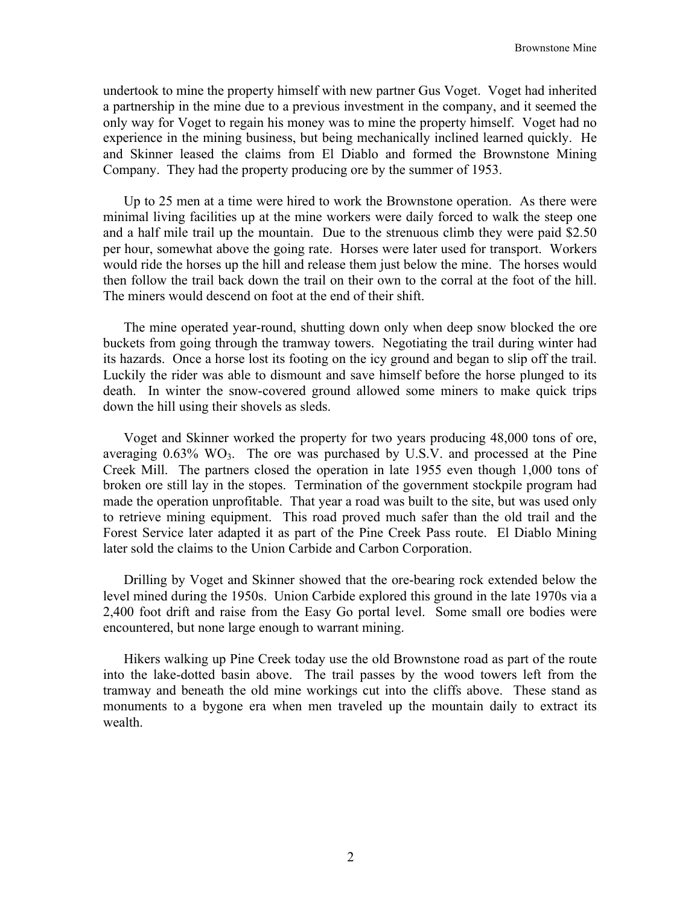undertook to mine the property himself with new partner Gus Voget. Voget had inherited a partnership in the mine due to a previous investment in the company, and it seemed the only way for Voget to regain his money was to mine the property himself. Voget had no experience in the mining business, but being mechanically inclined learned quickly. He and Skinner leased the claims from El Diablo and formed the Brownstone Mining Company. They had the property producing ore by the summer of 1953.

Up to 25 men at a time were hired to work the Brownstone operation. As there were minimal living facilities up at the mine workers were daily forced to walk the steep one and a half mile trail up the mountain. Due to the strenuous climb they were paid $2.50 per hour, somewhat above the going rate. Horses were later used for transport. Workers would ride the horses up the hill and release them just below the mine. The horses would then follow the trail back down the trail on their own to the corral at the foot of the hill. The miners would descend on foot at the end of their shift.

The mine operated year-round, shutting down only when deep snow blocked the ore buckets from going through the tramway towers. Negotiating the trail during winter had its hazards. Once a horse lost its footing on the icy ground and began to slip off the trail. Luckily the rider was able to dismount and save himself before the horse plunged to its death. In winter the snow-covered ground allowed some miners to make quick trips down the hill using their shovels as sleds.

Voget and Skinner worked the property for two years producing 48,000 tons of ore, averaging 0.63% $WO_3$. The ore was purchased by U.S.V. and processed at the Pine Creek Mill. The partners closed the operation in late 1955 even though 1,000 tons of broken ore still lay in the stopes. Termination of the government stockpile program had made the operation unprofitable. That year a road was built to the site, but was used only to retrieve mining equipment. This road proved much safer than the old trail and the Forest Service later adapted it as part of the Pine Creek Pass route. El Diablo Mining later sold the claims to the Union Carbide and Carbon Corporation.

Drilling by Voget and Skinner showed that the ore-bearing rock extended below the level mined during the 1950s. Union Carbide explored this ground in the late 1970s via a 2,400 foot drift and raise from the Easy Go portal level. Some small ore bodies were encountered, but none large enough to warrant mining.

Hikers walking up Pine Creek today use the old Brownstone road as part of the route into the lake-dotted basin above. The trail passes by the wood towers left from the tramway and beneath the old mine workings cut into the cliffs above. These stand as monuments to a bygone era when men traveled up the mountain daily to extract its wealth.